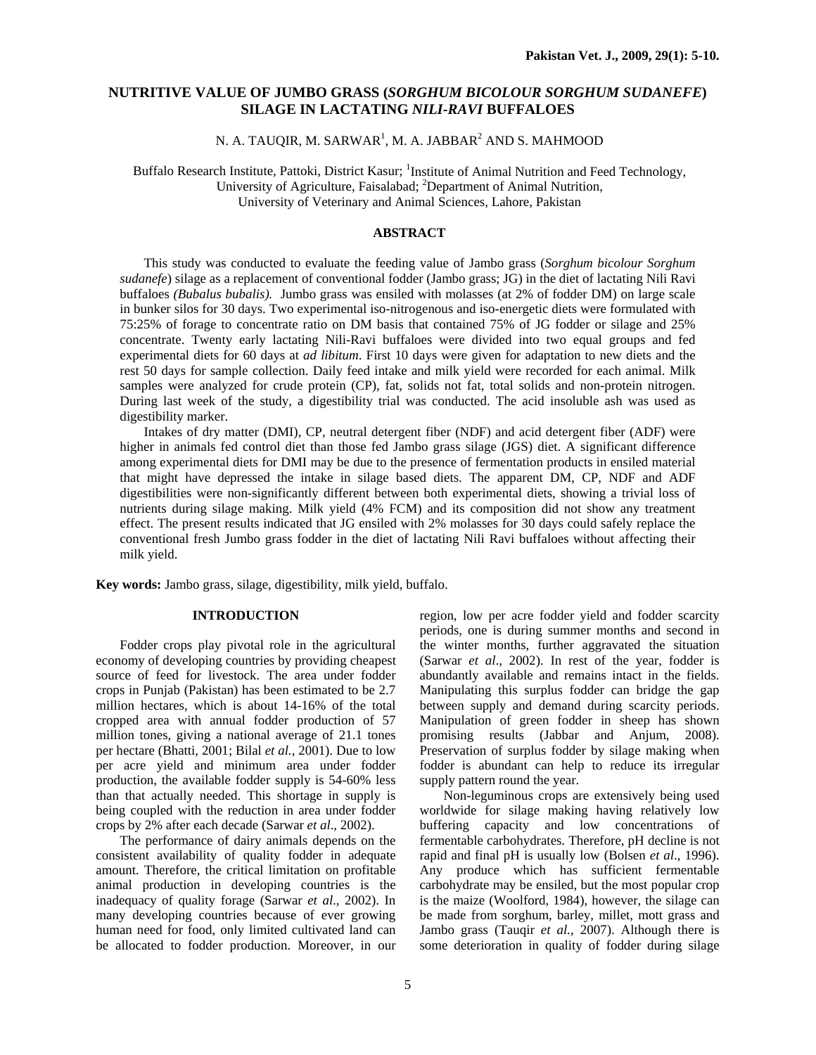# NUTRITIVE VALUE OF JUMBO GRASS (*SORGHUM BICOLOUR SORGHUM SUDANEFE*) SILAGE IN LACTATING *NILI-RAVI* BUFFALOES

N. A. TAUQIR, M. SARWAR[1], M. A. JABBAR[2] AND S. MAHMOOD

Buffalo Research Institute, Pattoki, District Kasur; [1]Institute of Animal Nutrition and Feed Technology, University of Agriculture, Faisalabad; [2]Department of Animal Nutrition, University of Veterinary and Animal Sciences, Lahore, Pakistan

## ABSTRACT

This study was conducted to evaluate the feeding value of Jambo grass (*Sorghum bicolour Sorghum sudanefe*) silage as a replacement of conventional fodder (Jambo grass; JG) in the diet of lactating Nili Ravi buffaloes *(Bubalus bubalis).* Jumbo grass was ensiled with molasses (at 2% of fodder DM) on large scale in bunker silos for 30 days. Two experimental iso-nitrogenous and iso-energetic diets were formulated with 75:25% of forage to concentrate ratio on DM basis that contained 75% of JG fodder or silage and 25% concentrate. Twenty early lactating Nili-Ravi buffaloes were divided into two equal groups and fed experimental diets for 60 days at *ad libitum*. First 10 days were given for adaptation to new diets and the rest 50 days for sample collection. Daily feed intake and milk yield were recorded for each animal. Milk samples were analyzed for crude protein (CP), fat, solids not fat, total solids and non-protein nitrogen. During last week of the study, a digestibility trial was conducted. The acid insoluble ash was used as digestibility marker.

Intakes of dry matter (DMI), CP, neutral detergent fiber (NDF) and acid detergent fiber (ADF) were higher in animals fed control diet than those fed Jambo grass silage (JGS) diet. A significant difference among experimental diets for DMI may be due to the presence of fermentation products in ensiled material that might have depressed the intake in silage based diets. The apparent DM, CP, NDF and ADF digestibilities were non-significantly different between both experimental diets, showing a trivial loss of nutrients during silage making. Milk yield (4% FCM) and its composition did not show any treatment effect. The present results indicated that JG ensiled with 2% molasses for 30 days could safely replace the conventional fresh Jumbo grass fodder in the diet of lactating Nili Ravi buffaloes without affecting their milk yield.

**Key words:** Jambo grass, silage, digestibility, milk yield, buffalo.

## INTRODUCTION

Fodder crops play pivotal role in the agricultural economy of developing countries by providing cheapest source of feed for livestock. The area under fodder crops in Punjab (Pakistan) has been estimated to be 2.7 million hectares, which is about 14-16% of the total cropped area with annual fodder production of 57 million tones, giving a national average of 21.1 tones per hectare (Bhatti, 2001; Bilal *et al.*, 2001). Due to low per acre yield and minimum area under fodder production, the available fodder supply is 54-60% less than that actually needed. This shortage in supply is being coupled with the reduction in area under fodder crops by 2% after each decade (Sarwar *et al*., 2002).

The performance of dairy animals depends on the consistent availability of quality fodder in adequate amount. Therefore, the critical limitation on profitable animal production in developing countries is the inadequacy of quality forage (Sarwar *et al*., 2002). In many developing countries because of ever growing human need for food, only limited cultivated land can be allocated to fodder production. Moreover, in our region, low per acre fodder yield and fodder scarcity periods, one is during summer months and second in the winter months, further aggravated the situation (Sarwar *et al*., 2002). In rest of the year, fodder is abundantly available and remains intact in the fields. Manipulating this surplus fodder can bridge the gap between supply and demand during scarcity periods. Manipulation of green fodder in sheep has shown promising results (Jabbar and Anjum, 2008). Preservation of surplus fodder by silage making when fodder is abundant can help to reduce its irregular supply pattern round the year.

Non-leguminous crops are extensively being used worldwide for silage making having relatively low buffering capacity and low concentrations of fermentable carbohydrates. Therefore, pH decline is not rapid and final pH is usually low (Bolsen *et al*., 1996). Any produce which has sufficient fermentable carbohydrate may be ensiled, but the most popular crop is the maize (Woolford, 1984), however, the silage can be made from sorghum, barley, millet, mott grass and Jambo grass (Tauqir *et al.,* 2007). Although there is some deterioration in quality of fodder during silage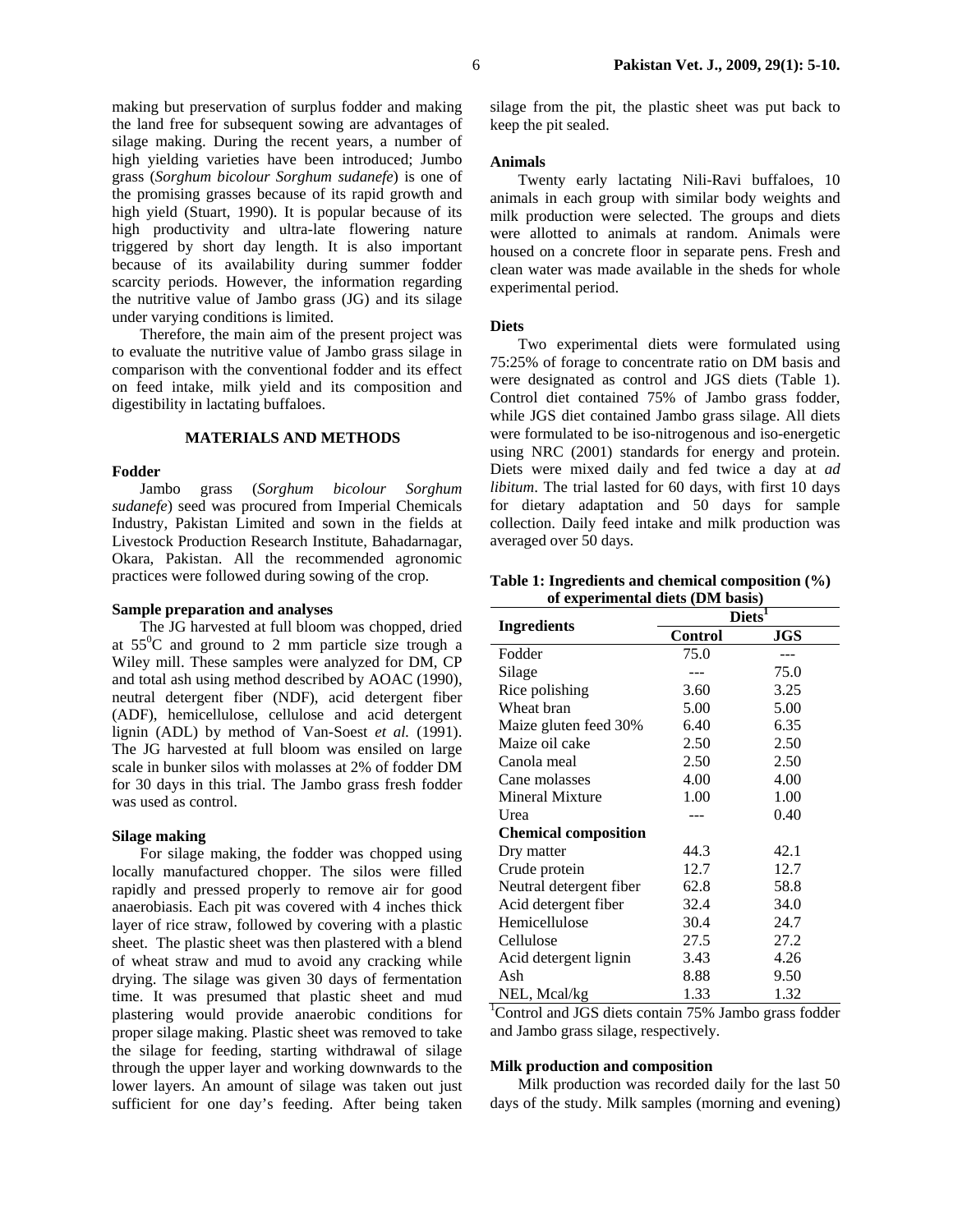making but preservation of surplus fodder and making the land free for subsequent sowing are advantages of silage making. During the recent years, a number of high yielding varieties have been introduced; Jumbo grass (*Sorghum bicolour Sorghum sudanefe*) is one of the promising grasses because of its rapid growth and high yield (Stuart, 1990). It is popular because of its high productivity and ultra-late flowering nature triggered by short day length. It is also important because of its availability during summer fodder scarcity periods. However, the information regarding the nutritive value of Jambo grass (JG) and its silage under varying conditions is limited.

Therefore, the main aim of the present project was to evaluate the nutritive value of Jambo grass silage in comparison with the conventional fodder and its effect on feed intake, milk yield and its composition and digestibility in lactating buffaloes.

## MATERIALS AND METHODS

### Fodder

Jambo grass (*Sorghum bicolour Sorghum sudanefe*) seed was procured from Imperial Chemicals Industry, Pakistan Limited and sown in the fields at Livestock Production Research Institute, Bahadarnagar, Okara, Pakistan. All the recommended agronomic practices were followed during sowing of the crop.

### Sample preparation and analyses

The JG harvested at full bloom was chopped, dried at $55^0$C and ground to 2 mm particle size trough a Wiley mill. These samples were analyzed for DM, CP and total ash using method described by AOAC (1990), neutral detergent fiber (NDF), acid detergent fiber (ADF), hemicellulose, cellulose and acid detergent lignin (ADL) by method of Van-Soest *et al.* (1991). The JG harvested at full bloom was ensiled on large scale in bunker silos with molasses at 2% of fodder DM for 30 days in this trial. The Jambo grass fresh fodder was used as control.

### Silage making

For silage making, the fodder was chopped using locally manufactured chopper. The silos were filled rapidly and pressed properly to remove air for good anaerobiasis. Each pit was covered with 4 inches thick layer of rice straw, followed by covering with a plastic sheet. The plastic sheet was then plastered with a blend of wheat straw and mud to avoid any cracking while drying. The silage was given 30 days of fermentation time. It was presumed that plastic sheet and mud plastering would provide anaerobic conditions for proper silage making. Plastic sheet was removed to take the silage for feeding, starting withdrawal of silage through the upper layer and working downwards to the lower layers. An amount of silage was taken out just sufficient for one day's feeding. After being taken silage from the pit, the plastic sheet was put back to keep the pit sealed.

### Animals

Twenty early lactating Nili-Ravi buffaloes, 10 animals in each group with similar body weights and milk production were selected. The groups and diets were allotted to animals at random. Animals were housed on a concrete floor in separate pens. Fresh and clean water was made available in the sheds for whole experimental period.

### Diets

Two experimental diets were formulated using 75:25% of forage to concentrate ratio on DM basis and were designated as control and JGS diets (Table 1). Control diet contained 75% of Jambo grass fodder, while JGS diet contained Jambo grass silage. All diets were formulated to be iso-nitrogenous and iso-energetic using NRC (2001) standards for energy and protein. Diets were mixed daily and fed twice a day at *ad libitum*. The trial lasted for 60 days, with first 10 days for dietary adaptation and 50 days for sample collection. Daily feed intake and milk production was averaged over 50 days.

**Table 1: Ingredients and chemical composition (%) of experimental diets (DM basis)**

| Ingredients | Diets[1] | |
|---|---|---|
| | **Control** | **JGS** |
| Fodder | 75.0 | --- |
| Silage | --- | 75.0 |
| Rice polishing | 3.60 | 3.25 |
| Wheat bran | 5.00 | 5.00 |
| Maize gluten feed 30% | 6.40 | 6.35 |
| Maize oil cake | 2.50 | 2.50 |
| Canola meal | 2.50 | 2.50 |
| Cane molasses | 4.00 | 4.00 |
| Mineral Mixture | 1.00 | 1.00 |
| Urea | --- | 0.40 |
| **Chemical composition** | | |
| Dry matter | 44.3 | 42.1 |
| Crude protein | 12.7 | 12.7 |
| Neutral detergent fiber | 62.8 | 58.8 |
| Acid detergent fiber | 32.4 | 34.0 |
| Hemicellulose | 30.4 | 24.7 |
| Cellulose | 27.5 | 27.2 |
| Acid detergent lignin | 3.43 | 4.26 |
| Ash | 8.88 | 9.50 |
| NEL, Mcal/kg | 1.33 | 1.32 |

[1]Control and JGS diets contain 75% Jambo grass fodder and Jambo grass silage, respectively.

### Milk production and composition

Milk production was recorded daily for the last 50 days of the study. Milk samples (morning and evening)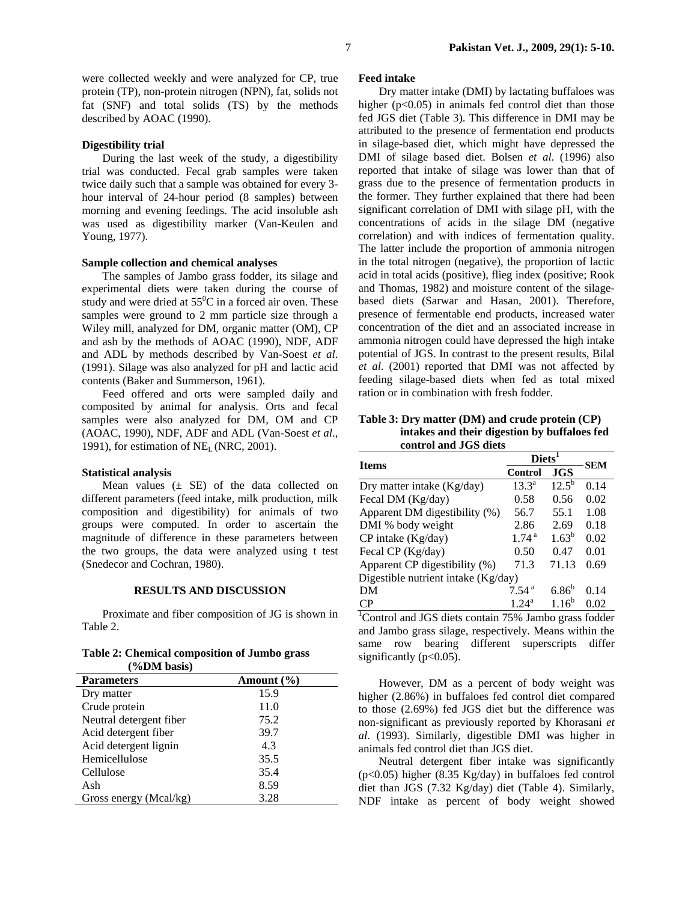were collected weekly and were analyzed for CP, true protein (TP), non-protein nitrogen (NPN), fat, solids not fat (SNF) and total solids (TS) by the methods described by AOAC (1990).

### Digestibility trial

During the last week of the study, a digestibility trial was conducted. Fecal grab samples were taken twice daily such that a sample was obtained for every 3-hour interval of 24-hour period (8 samples) between morning and evening feedings. The acid insoluble ash was used as digestibility marker (Van-Keulen and Young, 1977).

### Sample collection and chemical analyses

The samples of Jambo grass fodder, its silage and experimental diets were taken during the course of study and were dried at $55^0$C in a forced air oven. These samples were ground to 2 mm particle size through a Wiley mill, analyzed for DM, organic matter (OM), CP and ash by the methods of AOAC (1990), NDF, ADF and ADL by methods described by Van-Soest *et al*. (1991). Silage was also analyzed for pH and lactic acid contents (Baker and Summerson, 1961).

Feed offered and orts were sampled daily and composited by animal for analysis. Orts and fecal samples were also analyzed for DM, OM and CP (AOAC, 1990), NDF, ADF and ADL (Van-Soest *et al*., 1991), for estimation of $NE_L$ (NRC, 2001).

### Statistical analysis

Mean values (± SE) of the data collected on different parameters (feed intake, milk production, milk composition and digestibility) for animals of two groups were computed. In order to ascertain the magnitude of difference in these parameters between the two groups, the data were analyzed using t test (Snedecor and Cochran, 1980).

## RESULTS AND DISCUSSION

Proximate and fiber composition of JG is shown in Table 2.

**Table 2: Chemical composition of Jumbo grass (%DM basis)**

| Parameters | Amount (%) |
|---|---|
| Dry matter | 15.9 |
| Crude protein | 11.0 |
| Neutral detergent fiber | 75.2 |
| Acid detergent fiber | 39.7 |
| Acid detergent lignin | 4.3 |
| Hemicellulose | 35.5 |
| Cellulose | 35.4 |
| Ash | 8.59 |
| Gross energy (Mcal/kg) | 3.28 |

### Feed intake

Dry matter intake (DMI) by lactating buffaloes was higher (p<0.05) in animals fed control diet than those fed JGS diet (Table 3). This difference in DMI may be attributed to the presence of fermentation end products in silage-based diet, which might have depressed the DMI of silage based diet. Bolsen *et al.* (1996) also reported that intake of silage was lower than that of grass due to the presence of fermentation products in the former. They further explained that there had been significant correlation of DMI with silage pH, with the concentrations of acids in the silage DM (negative correlation) and with indices of fermentation quality. The latter include the proportion of ammonia nitrogen in the total nitrogen (negative), the proportion of lactic acid in total acids (positive), flieg index (positive; Rook and Thomas, 1982) and moisture content of the silage-based diets (Sarwar and Hasan, 2001). Therefore, presence of fermentable end products, increased water concentration of the diet and an associated increase in ammonia nitrogen could have depressed the high intake potential of JGS. In contrast to the present results, Bilal *et al.* (2001) reported that DMI was not affected by feeding silage-based diets when fed as total mixed ration or in combination with fresh fodder.

**Table 3: Dry matter (DM) and crude protein (CP) intakes and their digestion by buffaloes fed control and JGS diets**

| Items | Diets[1] | | SEM |
|---|---|---|---|
| | Control | JGS | |
| Dry matter intake (Kg/day) | 13.3[a] | 12.5[b] | 0.14 |
| Fecal DM (Kg/day) | 0.58 | 0.56 | 0.02 |
| Apparent DM digestibility (%) | 56.7 | 55.1 | 1.08 |
| DMI % body weight | 2.86 | 2.69 | 0.18 |
| CP intake (Kg/day) | 1.74[a] | 1.63[b] | 0.02 |
| Fecal CP (Kg/day) | 0.50 | 0.47 | 0.01 |
| Apparent CP digestibility (%) | 71.3 | 71.13 | 0.69 |
| Digestible nutrient intake (Kg/day) | | | |
| DM | 7.54[a] | 6.86[b] | 0.14 |
| CP | 1.24[a] | 1.16[b] | 0.02 |

[1]Control and JGS diets contain 75% Jambo grass fodder and Jambo grass silage, respectively. Means within the same row bearing different superscripts differ significantly (p<0.05).

However, DM as a percent of body weight was higher (2.86%) in buffaloes fed control diet compared to those (2.69%) fed JGS diet but the difference was non-significant as previously reported by Khorasani *et al*. (1993). Similarly, digestible DMI was higher in animals fed control diet than JGS diet.

Neutral detergent fiber intake was significantly (p<0.05) higher (8.35 Kg/day) in buffaloes fed control diet than JGS (7.32 Kg/day) diet (Table 4). Similarly, NDF intake as percent of body weight showed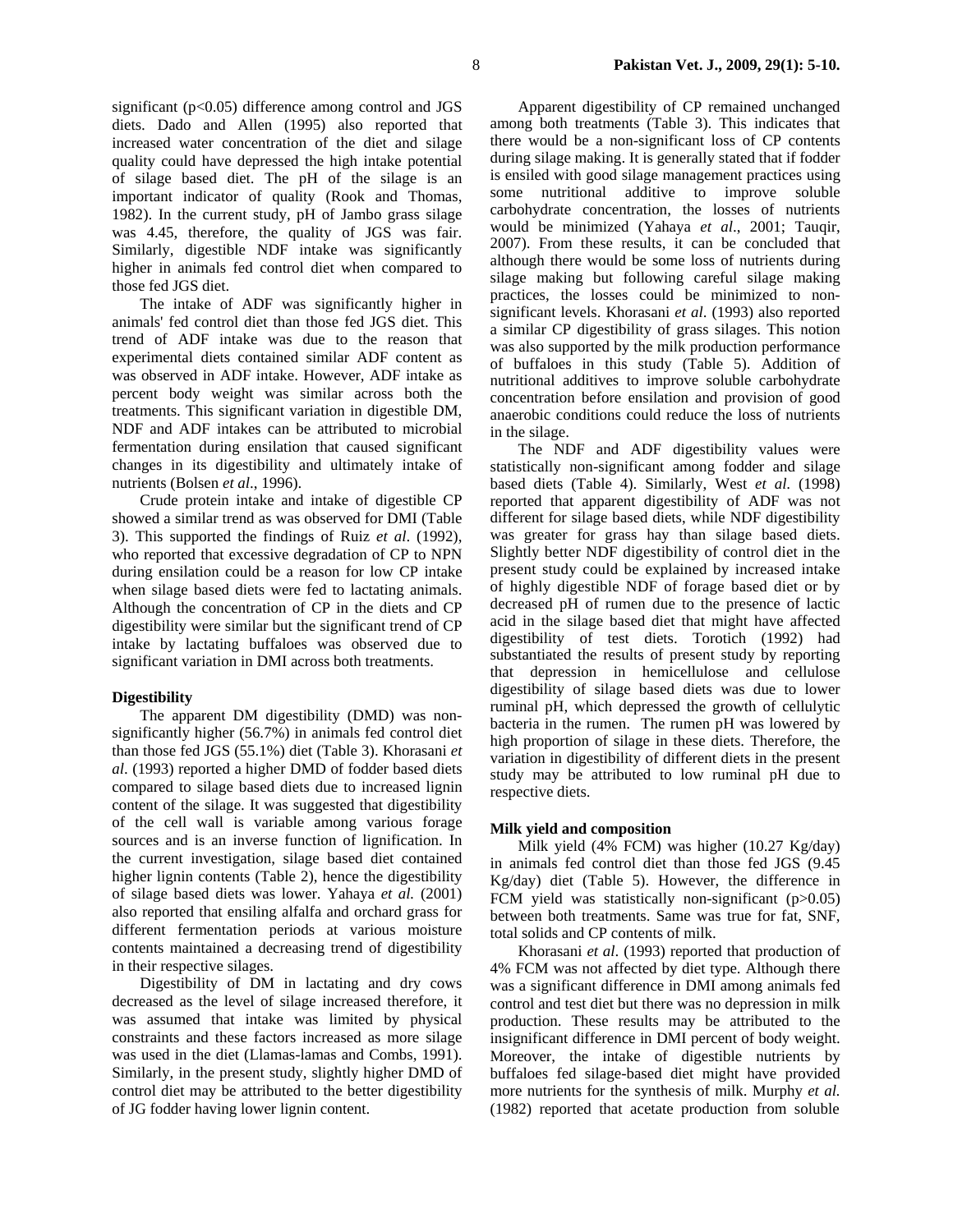significant ($p<0.05$) difference among control and JGS diets. Dado and Allen (1995) also reported that increased water concentration of the diet and silage quality could have depressed the high intake potential of silage based diet. The pH of the silage is an important indicator of quality (Rook and Thomas, 1982). In the current study, pH of Jambo grass silage was 4.45, therefore, the quality of JGS was fair. Similarly, digestible NDF intake was significantly higher in animals fed control diet when compared to those fed JGS diet.

The intake of ADF was significantly higher in animals' fed control diet than those fed JGS diet. This trend of ADF intake was due to the reason that experimental diets contained similar ADF content as was observed in ADF intake. However, ADF intake as percent body weight was similar across both the treatments. This significant variation in digestible DM, NDF and ADF intakes can be attributed to microbial fermentation during ensilation that caused significant changes in its digestibility and ultimately intake of nutrients (Bolsen *et al*., 1996).

Crude protein intake and intake of digestible CP showed a similar trend as was observed for DMI (Table 3). This supported the findings of Ruiz *et al*. (1992), who reported that excessive degradation of CP to NPN during ensilation could be a reason for low CP intake when silage based diets were fed to lactating animals. Although the concentration of CP in the diets and CP digestibility were similar but the significant trend of CP intake by lactating buffaloes was observed due to significant variation in DMI across both treatments.

### Digestibility

The apparent DM digestibility (DMD) was non-significantly higher (56.7%) in animals fed control diet than those fed JGS (55.1%) diet (Table 3). Khorasani *et al*. (1993) reported a higher DMD of fodder based diets compared to silage based diets due to increased lignin content of the silage. It was suggested that digestibility of the cell wall is variable among various forage sources and is an inverse function of lignification. In the current investigation, silage based diet contained higher lignin contents (Table 2), hence the digestibility of silage based diets was lower. Yahaya *et al.* (2001) also reported that ensiling alfalfa and orchard grass for different fermentation periods at various moisture contents maintained a decreasing trend of digestibility in their respective silages.

Digestibility of DM in lactating and dry cows decreased as the level of silage increased therefore, it was assumed that intake was limited by physical constraints and these factors increased as more silage was used in the diet (Llamas-lamas and Combs, 1991). Similarly, in the present study, slightly higher DMD of control diet may be attributed to the better digestibility of JG fodder having lower lignin content.

Apparent digestibility of CP remained unchanged among both treatments (Table 3). This indicates that there would be a non-significant loss of CP contents during silage making. It is generally stated that if fodder is ensiled with good silage management practices using some nutritional additive to improve soluble carbohydrate concentration, the losses of nutrients would be minimized (Yahaya *et al*., 2001; Tauqir, 2007). From these results, it can be concluded that although there would be some loss of nutrients during silage making but following careful silage making practices, the losses could be minimized to non-significant levels. Khorasani *et al*. (1993) also reported a similar CP digestibility of grass silages. This notion was also supported by the milk production performance of buffaloes in this study (Table 5). Addition of nutritional additives to improve soluble carbohydrate concentration before ensilation and provision of good anaerobic conditions could reduce the loss of nutrients in the silage.

The NDF and ADF digestibility values were statistically non-significant among fodder and silage based diets (Table 4). Similarly, West *et al.* (1998) reported that apparent digestibility of ADF was not different for silage based diets, while NDF digestibility was greater for grass hay than silage based diets. Slightly better NDF digestibility of control diet in the present study could be explained by increased intake of highly digestible NDF of forage based diet or by decreased pH of rumen due to the presence of lactic acid in the silage based diet that might have affected digestibility of test diets. Torotich (1992) had substantiated the results of present study by reporting that depression in hemicellulose and cellulose digestibility of silage based diets was due to lower ruminal pH, which depressed the growth of cellulytic bacteria in the rumen. The rumen pH was lowered by high proportion of silage in these diets. Therefore, the variation in digestibility of different diets in the present study may be attributed to low ruminal pH due to respective diets.

### Milk yield and composition

Milk yield (4% FCM) was higher (10.27 Kg/day) in animals fed control diet than those fed JGS (9.45 Kg/day) diet (Table 5). However, the difference in FCM yield was statistically non-significant ($p>0.05$) between both treatments. Same was true for fat, SNF, total solids and CP contents of milk.

Khorasani *et al*. (1993) reported that production of 4% FCM was not affected by diet type. Although there was a significant difference in DMI among animals fed control and test diet but there was no depression in milk production. These results may be attributed to the insignificant difference in DMI percent of body weight. Moreover, the intake of digestible nutrients by buffaloes fed silage-based diet might have provided more nutrients for the synthesis of milk. Murphy *et al.* (1982) reported that acetate production from soluble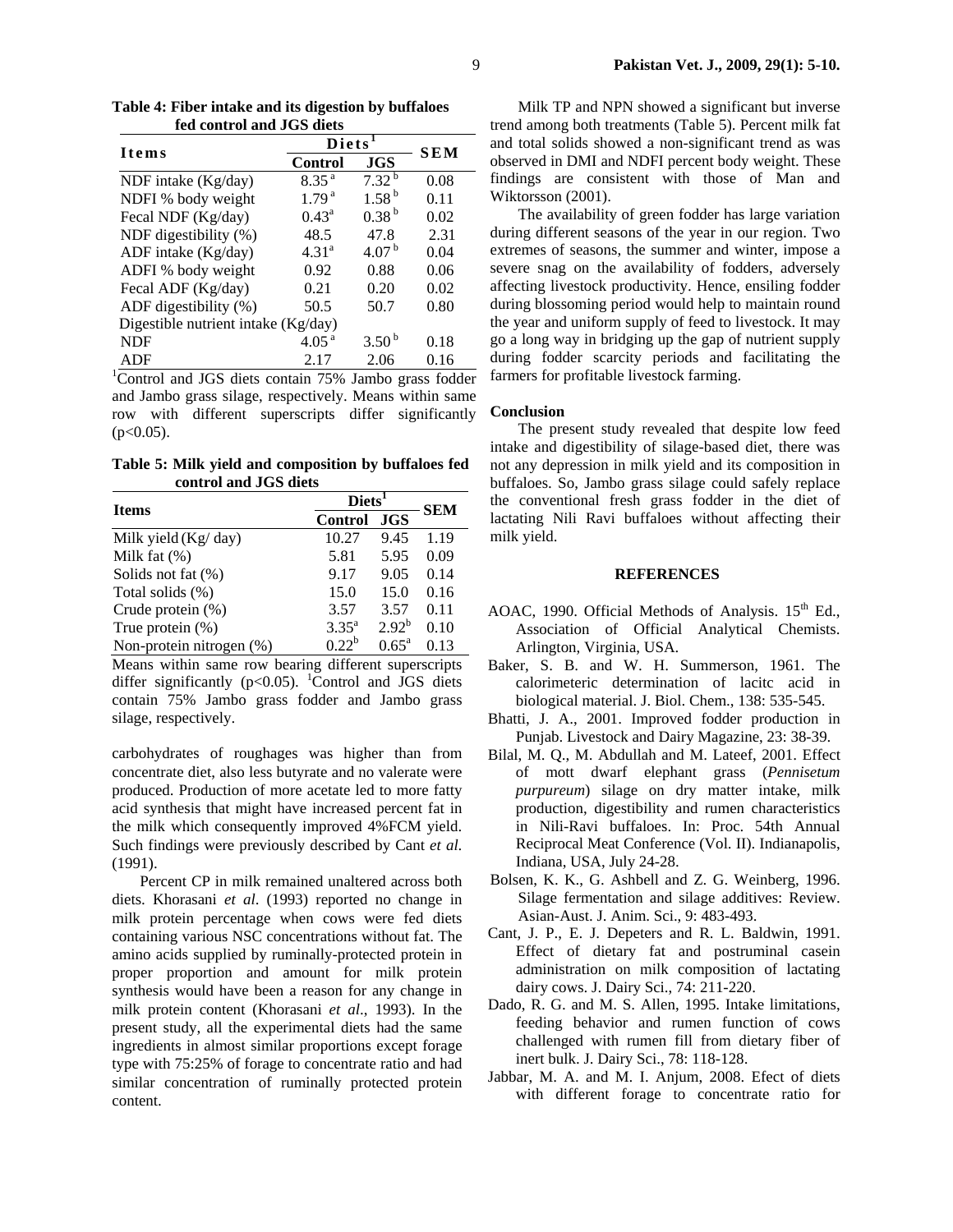**Table 4: Fiber intake and its digestion by buffaloes fed control and JGS diets**

| Items | Diets[1] | | SEM |
|---|---|---|---|
| | Control | JGS | |
| NDF intake (Kg/day) | 8.35[a] | 7.32[b] | 0.08 |
| NDFI % body weight | 1.79[a] | 1.58[b] | 0.11 |
| Fecal NDF (Kg/day) | 0.43[a] | 0.38[b] | 0.02 |
| NDF digestibility (%) | 48.5 | 47.8 | 2.31 |
| ADF intake (Kg/day) | 4.31[a] | 4.07[b] | 0.04 |
| ADFI % body weight | 0.92 | 0.88 | 0.06 |
| Fecal ADF (Kg/day) | 0.21 | 0.20 | 0.02 |
| ADF digestibility (%) | 50.5 | 50.7 | 0.80 |
| Digestible nutrient intake (Kg/day) | | | |
| NDF | 4.05[a] | 3.50[b] | 0.18 |
| ADF | 2.17 | 2.06 | 0.16 |

[1]Control and JGS diets contain 75% Jambo grass fodder and Jambo grass silage, respectively. Means within same row with different superscripts differ significantly ($p<0.05$).

**Table 5: Milk yield and composition by buffaloes fed control and JGS diets**

| Items | Diets[1] | | SEM |
|---|---|---|---|
| | Control | JGS | |
| Milk yield (Kg/ day) | 10.27 | 9.45 | 1.19 |
| Milk fat (%) | 5.81 | 5.95 | 0.09 |
| Solids not fat (%) | 9.17 | 9.05 | 0.14 |
| Total solids (%) | 15.0 | 15.0 | 0.16 |
| Crude protein (%) | 3.57 | 3.57 | 0.11 |
| True protein (%) | 3.35[a] | 2.92[b] | 0.10 |
| Non-protein nitrogen (%) | 0.22[b] | 0.65[a] | 0.13 |

Means within same row bearing different superscripts differ significantly ($p<0.05$). [1]Control and JGS diets contain 75% Jambo grass fodder and Jambo grass silage, respectively.

carbohydrates of roughages was higher than from concentrate diet, also less butyrate and no valerate were produced. Production of more acetate led to more fatty acid synthesis that might have increased percent fat in the milk which consequently improved 4%FCM yield. Such findings were previously described by Cant *et al.* (1991).

Percent CP in milk remained unaltered across both diets. Khorasani *et al*. (1993) reported no change in milk protein percentage when cows were fed diets containing various NSC concentrations without fat. The amino acids supplied by ruminally-protected protein in proper proportion and amount for milk protein synthesis would have been a reason for any change in milk protein content (Khorasani *et al*., 1993). In the present study, all the experimental diets had the same ingredients in almost similar proportions except forage type with 75:25% of forage to concentrate ratio and had similar concentration of ruminally protected protein content.

Milk TP and NPN showed a significant but inverse trend among both treatments (Table 5). Percent milk fat and total solids showed a non-significant trend as was observed in DMI and NDFI percent body weight. These findings are consistent with those of Man and Wiktorsson (2001).

The availability of green fodder has large variation during different seasons of the year in our region. Two extremes of seasons, the summer and winter, impose a severe snag on the availability of fodders, adversely affecting livestock productivity. Hence, ensiling fodder during blossoming period would help to maintain round the year and uniform supply of feed to livestock. It may go a long way in bridging up the gap of nutrient supply during fodder scarcity periods and facilitating the farmers for profitable livestock farming.

## Conclusion

The present study revealed that despite low feed intake and digestibility of silage-based diet, there was not any depression in milk yield and its composition in buffaloes. So, Jambo grass silage could safely replace the conventional fresh grass fodder in the diet of lactating Nili Ravi buffaloes without affecting their milk yield.

## REFERENCES

- AOAC, 1990. Official Methods of Analysis. 15th Ed., Association of Official Analytical Chemists. Arlington, Virginia, USA.
- Baker, S. B. and W. H. Summerson, 1961. The calorimeteric determination of lacitc acid in biological material. J. Biol. Chem., 138: 535-545.
- Bhatti, J. A., 2001. Improved fodder production in Punjab. Livestock and Dairy Magazine, 23: 38-39.
- Bilal, M. Q., M. Abdullah and M. Lateef, 2001. Effect of mott dwarf elephant grass (*Pennisetum purpureum*) silage on dry matter intake, milk production, digestibility and rumen characteristics in Nili-Ravi buffaloes. In: Proc. 54th Annual Reciprocal Meat Conference (Vol. II). Indianapolis, Indiana, USA, July 24-28.
- Bolsen, K. K., G. Ashbell and Z. G. Weinberg, 1996. Silage fermentation and silage additives: Review. Asian-Aust. J. Anim. Sci., 9: 483-493.
- Cant, J. P., E. J. Depeters and R. L. Baldwin, 1991. Effect of dietary fat and postruminal casein administration on milk composition of lactating dairy cows. J. Dairy Sci., 74: 211-220.
- Dado, R. G. and M. S. Allen, 1995. Intake limitations, feeding behavior and rumen function of cows challenged with rumen fill from dietary fiber of inert bulk. J. Dairy Sci., 78: 118-128.
- Jabbar, M. A. and M. I. Anjum, 2008. Efect of diets with different forage to concentrate ratio for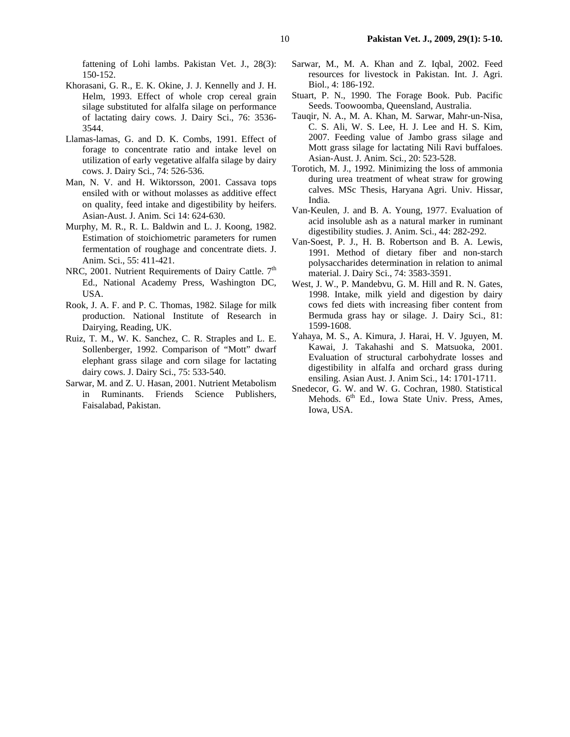fattening of Lohi lambs. Pakistan Vet. J., 28(3): 150-152.

Khorasani, G. R., E. K. Okine, J. J. Kennelly and J. H. Helm, 1993. Effect of whole crop cereal grain silage substituted for alfalfa silage on performance of lactating dairy cows. J. Dairy Sci., 76: 3536-3544.

Llamas-lamas, G. and D. K. Combs, 1991. Effect of forage to concentrate ratio and intake level on utilization of early vegetative alfalfa silage by dairy cows. J. Dairy Sci., 74: 526-536.

Man, N. V. and H. Wiktorsson, 2001. Cassava tops ensiled with or without molasses as additive effect on quality, feed intake and digestibility by heifers. Asian-Aust. J. Anim. Sci 14: 624-630.

Murphy, M. R., R. L. Baldwin and L. J. Koong, 1982. Estimation of stoichiometric parameters for rumen fermentation of roughage and concentrate diets. J. Anim. Sci., 55: 411-421.

NRC, 2001. Nutrient Requirements of Dairy Cattle. 7th Ed., National Academy Press, Washington DC, USA.

Rook, J. A. F. and P. C. Thomas, 1982. Silage for milk production. National Institute of Research in Dairying, Reading, UK.

Ruiz, T. M., W. K. Sanchez, C. R. Straples and L. E. Sollenberger, 1992. Comparison of "Mott" dwarf elephant grass silage and corn silage for lactating dairy cows. J. Dairy Sci., 75: 533-540.

Sarwar, M. and Z. U. Hasan, 2001. Nutrient Metabolism in Ruminants. Friends Science Publishers, Faisalabad, Pakistan.

Sarwar, M., M. A. Khan and Z. Iqbal, 2002. Feed resources for livestock in Pakistan. Int. J. Agri. Biol., 4: 186-192.

Stuart, P. N., 1990. The Forage Book. Pub. Pacific Seeds. Toowoomba, Queensland, Australia.

Tauqir, N. A., M. A. Khan, M. Sarwar, Mahr-un-Nisa, C. S. Ali, W. S. Lee, H. J. Lee and H. S. Kim, 2007. Feeding value of Jambo grass silage and Mott grass silage for lactating Nili Ravi buffaloes. Asian-Aust. J. Anim. Sci., 20: 523-528.

Torotich, M. J., 1992. Minimizing the loss of ammonia during urea treatment of wheat straw for growing calves. MSc Thesis, Haryana Agri. Univ. Hissar, India.

Van-Keulen, J. and B. A. Young, 1977. Evaluation of acid insoluble ash as a natural marker in ruminant digestibility studies. J. Anim. Sci., 44: 282-292.

Van-Soest, P. J., H. B. Robertson and B. A. Lewis, 1991. Method of dietary fiber and non-starch polysaccharides determination in relation to animal material. J. Dairy Sci., 74: 3583-3591.

West, J. W., P. Mandebvu, G. M. Hill and R. N. Gates, 1998. Intake, milk yield and digestion by dairy cows fed diets with increasing fiber content from Bermuda grass hay or silage. J. Dairy Sci., 81: 1599-1608.

Yahaya, M. S., A. Kimura, J. Harai, H. V. Jguyen, M. Kawai, J. Takahashi and S. Matsuoka, 2001. Evaluation of structural carbohydrate losses and digestibility in alfalfa and orchard grass during ensiling. Asian Aust. J. Anim Sci., 14: 1701-1711.

Snedecor, G. W. and W. G. Cochran, 1980. Statistical Mehods. 6th Ed., Iowa State Univ. Press, Ames, Iowa, USA.